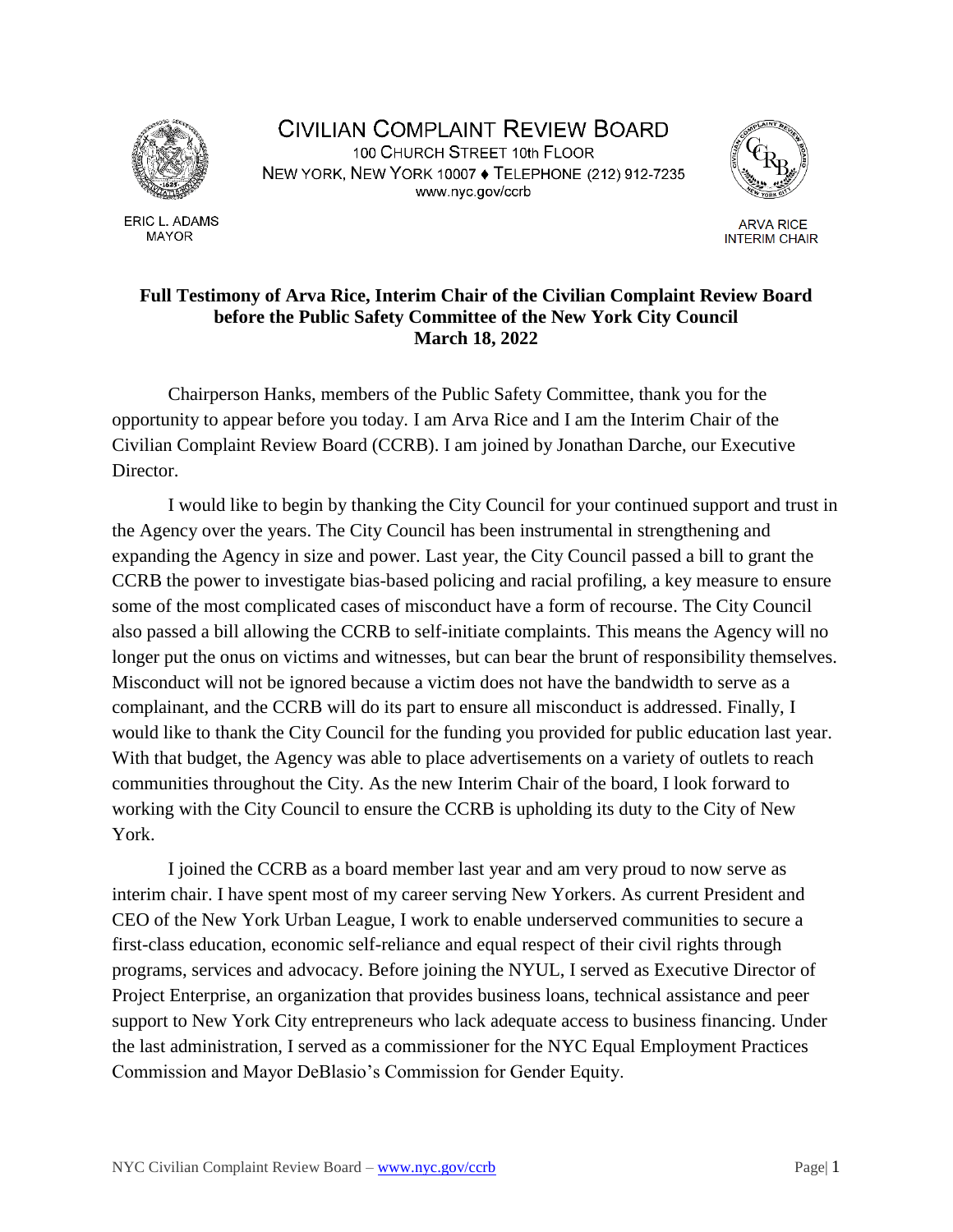# CIVILIAN COMPLAINT REVIEW BOARD

100 CHURCH STREET 10th FLOOR
NEW YORK, NEW YORK 10007 ♦ TELEPHONE (212) 912-7235
www.nyc.gov/ccrb

ERIC L. ADAMS
MAYOR

ARVA RICE
INTERIM CHAIR

**Full Testimony of Arva Rice, Interim Chair of the Civilian Complaint Review Board before the Public Safety Committee of the New York City Council March 18, 2022**

Chairperson Hanks, members of the Public Safety Committee, thank you for the opportunity to appear before you today. I am Arva Rice and I am the Interim Chair of the Civilian Complaint Review Board (CCRB). I am joined by Jonathan Darche, our Executive Director.

I would like to begin by thanking the City Council for your continued support and trust in the Agency over the years. The City Council has been instrumental in strengthening and expanding the Agency in size and power. Last year, the City Council passed a bill to grant the CCRB the power to investigate bias-based policing and racial profiling, a key measure to ensure some of the most complicated cases of misconduct have a form of recourse. The City Council also passed a bill allowing the CCRB to self-initiate complaints. This means the Agency will no longer put the onus on victims and witnesses, but can bear the brunt of responsibility themselves. Misconduct will not be ignored because a victim does not have the bandwidth to serve as a complainant, and the CCRB will do its part to ensure all misconduct is addressed. Finally, I would like to thank the City Council for the funding you provided for public education last year. With that budget, the Agency was able to place advertisements on a variety of outlets to reach communities throughout the City. As the new Interim Chair of the board, I look forward to working with the City Council to ensure the CCRB is upholding its duty to the City of New York.

I joined the CCRB as a board member last year and am very proud to now serve as interim chair. I have spent most of my career serving New Yorkers. As current President and CEO of the New York Urban League, I work to enable underserved communities to secure a first-class education, economic self-reliance and equal respect of their civil rights through programs, services and advocacy. Before joining the NYUL, I served as Executive Director of Project Enterprise, an organization that provides business loans, technical assistance and peer support to New York City entrepreneurs who lack adequate access to business financing. Under the last administration, I served as a commissioner for the NYC Equal Employment Practices Commission and Mayor DeBlasio's Commission for Gender Equity.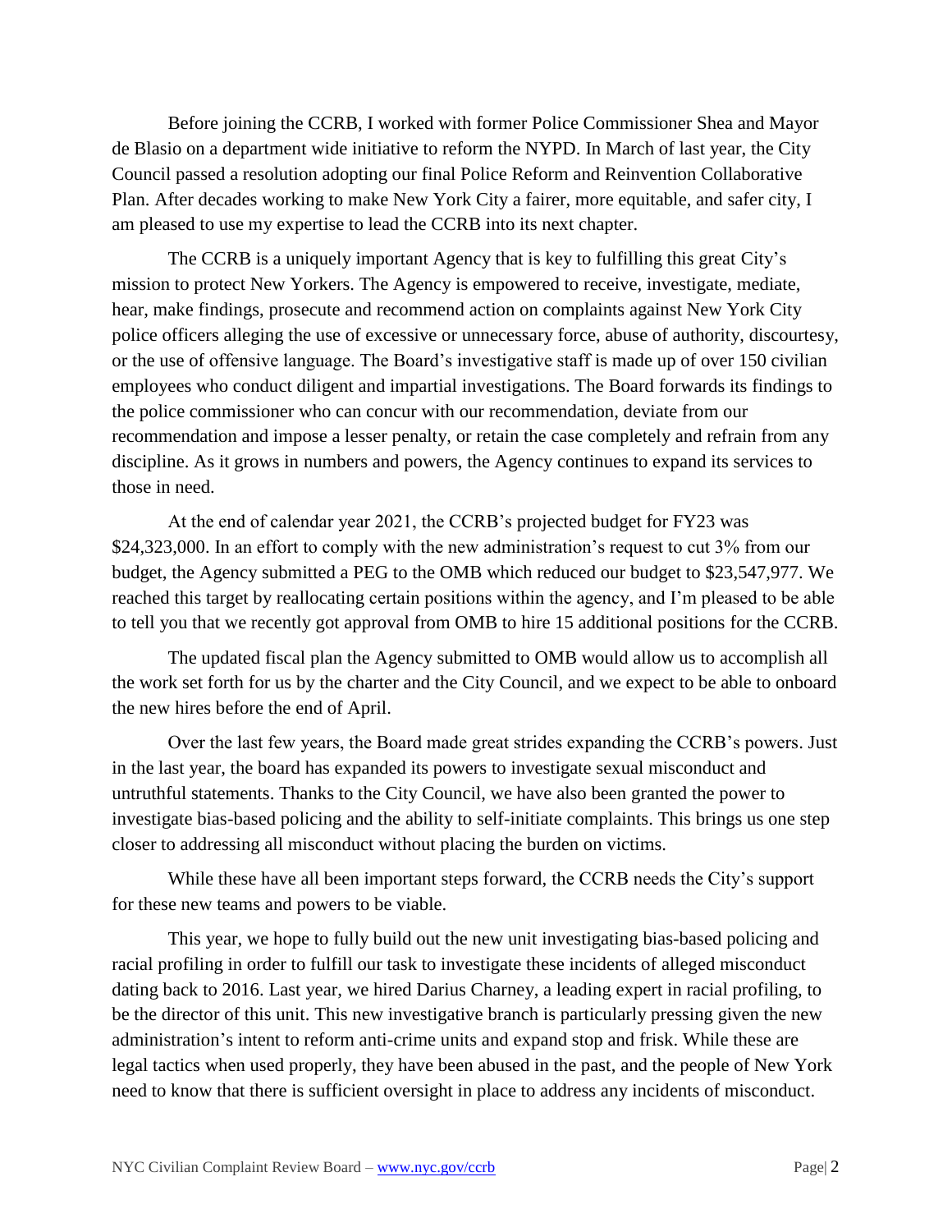Before joining the CCRB, I worked with former Police Commissioner Shea and Mayor de Blasio on a department wide initiative to reform the NYPD. In March of last year, the City Council passed a resolution adopting our final Police Reform and Reinvention Collaborative Plan. After decades working to make New York City a fairer, more equitable, and safer city, I am pleased to use my expertise to lead the CCRB into its next chapter.

The CCRB is a uniquely important Agency that is key to fulfilling this great City's mission to protect New Yorkers. The Agency is empowered to receive, investigate, mediate, hear, make findings, prosecute and recommend action on complaints against New York City police officers alleging the use of excessive or unnecessary force, abuse of authority, discourtesy, or the use of offensive language. The Board's investigative staff is made up of over 150 civilian employees who conduct diligent and impartial investigations. The Board forwards its findings to the police commissioner who can concur with our recommendation, deviate from our recommendation and impose a lesser penalty, or retain the case completely and refrain from any discipline. As it grows in numbers and powers, the Agency continues to expand its services to those in need.

At the end of calendar year 2021, the CCRB's projected budget for FY23 was $24,323,000. In an effort to comply with the new administration's request to cut 3% from our budget, the Agency submitted a PEG to the OMB which reduced our budget to $23,547,977. We reached this target by reallocating certain positions within the agency, and I'm pleased to be able to tell you that we recently got approval from OMB to hire 15 additional positions for the CCRB.

The updated fiscal plan the Agency submitted to OMB would allow us to accomplish all the work set forth for us by the charter and the City Council, and we expect to be able to onboard the new hires before the end of April.

Over the last few years, the Board made great strides expanding the CCRB's powers. Just in the last year, the board has expanded its powers to investigate sexual misconduct and untruthful statements. Thanks to the City Council, we have also been granted the power to investigate bias-based policing and the ability to self-initiate complaints. This brings us one step closer to addressing all misconduct without placing the burden on victims.

While these have all been important steps forward, the CCRB needs the City's support for these new teams and powers to be viable.

This year, we hope to fully build out the new unit investigating bias-based policing and racial profiling in order to fulfill our task to investigate these incidents of alleged misconduct dating back to 2016. Last year, we hired Darius Charney, a leading expert in racial profiling, to be the director of this unit. This new investigative branch is particularly pressing given the new administration's intent to reform anti-crime units and expand stop and frisk. While these are legal tactics when used properly, they have been abused in the past, and the people of New York need to know that there is sufficient oversight in place to address any incidents of misconduct.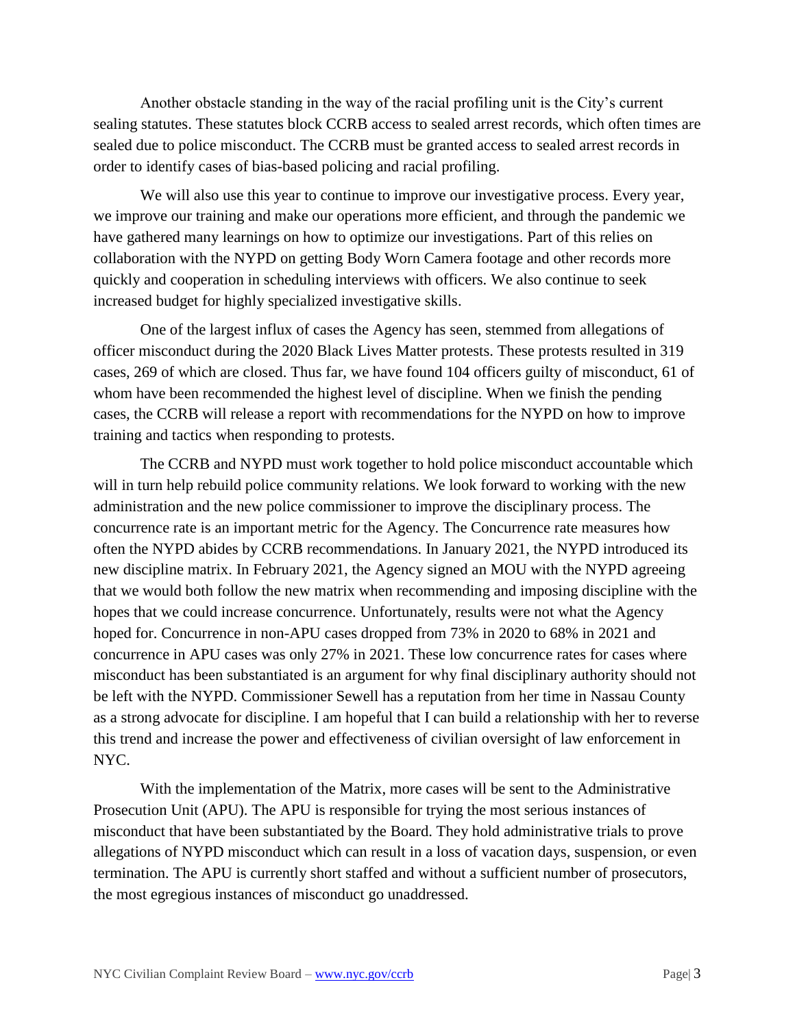Another obstacle standing in the way of the racial profiling unit is the City's current sealing statutes. These statutes block CCRB access to sealed arrest records, which often times are sealed due to police misconduct. The CCRB must be granted access to sealed arrest records in order to identify cases of bias-based policing and racial profiling.

We will also use this year to continue to improve our investigative process. Every year, we improve our training and make our operations more efficient, and through the pandemic we have gathered many learnings on how to optimize our investigations. Part of this relies on collaboration with the NYPD on getting Body Worn Camera footage and other records more quickly and cooperation in scheduling interviews with officers. We also continue to seek increased budget for highly specialized investigative skills.

One of the largest influx of cases the Agency has seen, stemmed from allegations of officer misconduct during the 2020 Black Lives Matter protests. These protests resulted in 319 cases, 269 of which are closed. Thus far, we have found 104 officers guilty of misconduct, 61 of whom have been recommended the highest level of discipline. When we finish the pending cases, the CCRB will release a report with recommendations for the NYPD on how to improve training and tactics when responding to protests.

The CCRB and NYPD must work together to hold police misconduct accountable which will in turn help rebuild police community relations. We look forward to working with the new administration and the new police commissioner to improve the disciplinary process. The concurrence rate is an important metric for the Agency. The Concurrence rate measures how often the NYPD abides by CCRB recommendations. In January 2021, the NYPD introduced its new discipline matrix. In February 2021, the Agency signed an MOU with the NYPD agreeing that we would both follow the new matrix when recommending and imposing discipline with the hopes that we could increase concurrence. Unfortunately, results were not what the Agency hoped for. Concurrence in non-APU cases dropped from 73% in 2020 to 68% in 2021 and concurrence in APU cases was only 27% in 2021. These low concurrence rates for cases where misconduct has been substantiated is an argument for why final disciplinary authority should not be left with the NYPD. Commissioner Sewell has a reputation from her time in Nassau County as a strong advocate for discipline. I am hopeful that I can build a relationship with her to reverse this trend and increase the power and effectiveness of civilian oversight of law enforcement in NYC.

With the implementation of the Matrix, more cases will be sent to the Administrative Prosecution Unit (APU). The APU is responsible for trying the most serious instances of misconduct that have been substantiated by the Board. They hold administrative trials to prove allegations of NYPD misconduct which can result in a loss of vacation days, suspension, or even termination. The APU is currently short staffed and without a sufficient number of prosecutors, the most egregious instances of misconduct go unaddressed.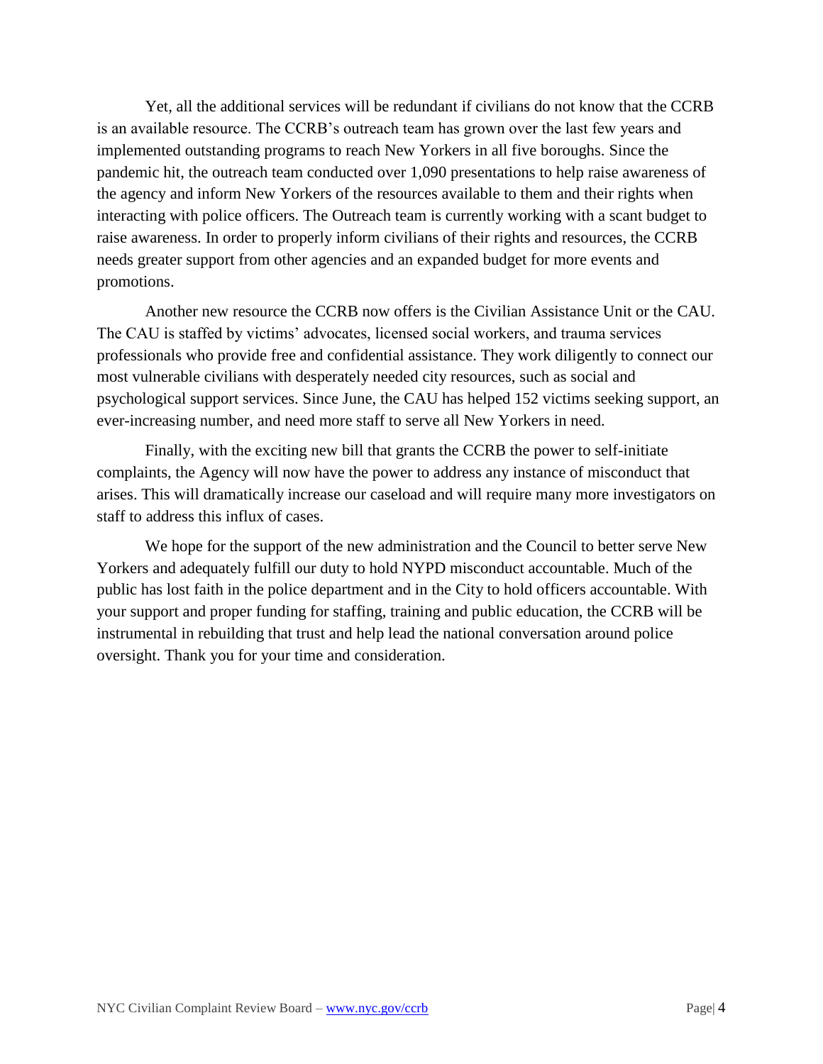Yet, all the additional services will be redundant if civilians do not know that the CCRB is an available resource. The CCRB's outreach team has grown over the last few years and implemented outstanding programs to reach New Yorkers in all five boroughs. Since the pandemic hit, the outreach team conducted over 1,090 presentations to help raise awareness of the agency and inform New Yorkers of the resources available to them and their rights when interacting with police officers. The Outreach team is currently working with a scant budget to raise awareness. In order to properly inform civilians of their rights and resources, the CCRB needs greater support from other agencies and an expanded budget for more events and promotions.

Another new resource the CCRB now offers is the Civilian Assistance Unit or the CAU. The CAU is staffed by victims' advocates, licensed social workers, and trauma services professionals who provide free and confidential assistance. They work diligently to connect our most vulnerable civilians with desperately needed city resources, such as social and psychological support services. Since June, the CAU has helped 152 victims seeking support, an ever-increasing number, and need more staff to serve all New Yorkers in need.

Finally, with the exciting new bill that grants the CCRB the power to self-initiate complaints, the Agency will now have the power to address any instance of misconduct that arises. This will dramatically increase our caseload and will require many more investigators on staff to address this influx of cases.

We hope for the support of the new administration and the Council to better serve New Yorkers and adequately fulfill our duty to hold NYPD misconduct accountable. Much of the public has lost faith in the police department and in the City to hold officers accountable. With your support and proper funding for staffing, training and public education, the CCRB will be instrumental in rebuilding that trust and help lead the national conversation around police oversight. Thank you for your time and consideration.